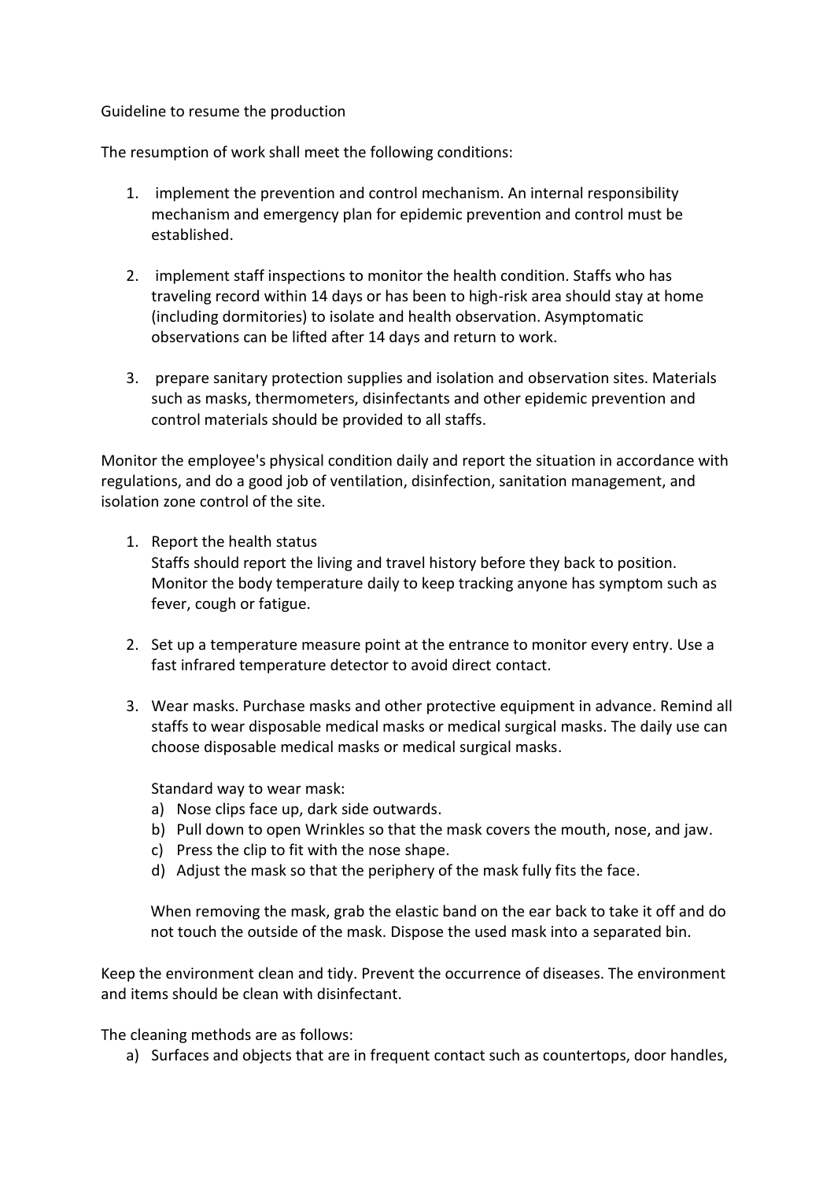Guideline to resume the production

The resumption of work shall meet the following conditions:

1. implement the prevention and control mechanism. An internal responsibility mechanism and emergency plan for epidemic prevention and control must be established.

2. implement staff inspections to monitor the health condition. Staffs who has traveling record within 14 days or has been to high-risk area should stay at home (including dormitories) to isolate and health observation. Asymptomatic observations can be lifted after 14 days and return to work.

3. prepare sanitary protection supplies and isolation and observation sites. Materials such as masks, thermometers, disinfectants and other epidemic prevention and control materials should be provided to all staffs.

Monitor the employee's physical condition daily and report the situation in accordance with regulations, and do a good job of ventilation, disinfection, sanitation management, and isolation zone control of the site.

1. Report the health status
   Staffs should report the living and travel history before they back to position. Monitor the body temperature daily to keep tracking anyone has symptom such as fever, cough or fatigue.

2. Set up a temperature measure point at the entrance to monitor every entry. Use a fast infrared temperature detector to avoid direct contact.

3. Wear masks. Purchase masks and other protective equipment in advance. Remind all staffs to wear disposable medical masks or medical surgical masks. The daily use can choose disposable medical masks or medical surgical masks.

   Standard way to wear mask:
   a) Nose clips face up, dark side outwards.
   b) Pull down to open Wrinkles so that the mask covers the mouth, nose, and jaw.
   c) Press the clip to fit with the nose shape.
   d) Adjust the mask so that the periphery of the mask fully fits the face.

   When removing the mask, grab the elastic band on the ear back to take it off and do not touch the outside of the mask. Dispose the used mask into a separated bin.

Keep the environment clean and tidy. Prevent the occurrence of diseases. The environment and items should be clean with disinfectant.

The cleaning methods are as follows:

a) Surfaces and objects that are in frequent contact such as countertops, door handles,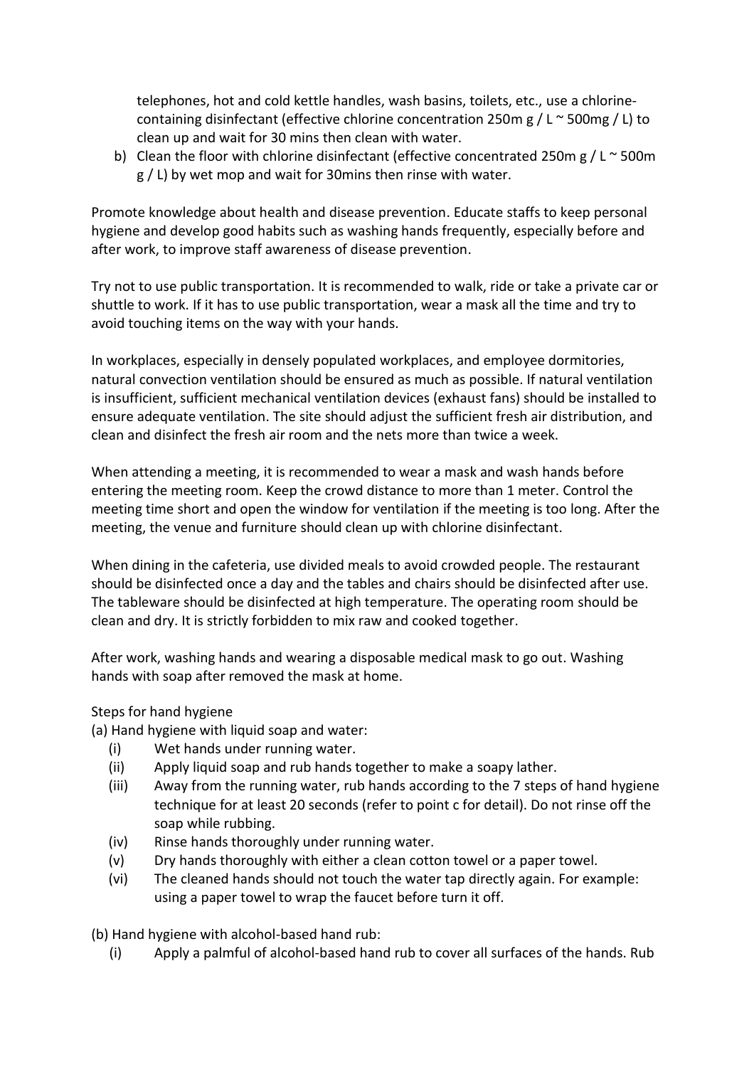telephones, hot and cold kettle handles, wash basins, toilets, etc., use a chlorine-containing disinfectant (effective chlorine concentration 250m g / L ~ 500mg / L) to clean up and wait for 30 mins then clean with water.

b) Clean the floor with chlorine disinfectant (effective concentrated 250m g / L ~ 500m g / L) by wet mop and wait for 30mins then rinse with water.

Promote knowledge about health and disease prevention. Educate staffs to keep personal hygiene and develop good habits such as washing hands frequently, especially before and after work, to improve staff awareness of disease prevention.

Try not to use public transportation. It is recommended to walk, ride or take a private car or shuttle to work. If it has to use public transportation, wear a mask all the time and try to avoid touching items on the way with your hands.

In workplaces, especially in densely populated workplaces, and employee dormitories, natural convection ventilation should be ensured as much as possible. If natural ventilation is insufficient, sufficient mechanical ventilation devices (exhaust fans) should be installed to ensure adequate ventilation. The site should adjust the sufficient fresh air distribution, and clean and disinfect the fresh air room and the nets more than twice a week.

When attending a meeting, it is recommended to wear a mask and wash hands before entering the meeting room. Keep the crowd distance to more than 1 meter. Control the meeting time short and open the window for ventilation if the meeting is too long. After the meeting, the venue and furniture should clean up with chlorine disinfectant.

When dining in the cafeteria, use divided meals to avoid crowded people. The restaurant should be disinfected once a day and the tables and chairs should be disinfected after use. The tableware should be disinfected at high temperature. The operating room should be clean and dry. It is strictly forbidden to mix raw and cooked together.

After work, washing hands and wearing a disposable medical mask to go out. Washing hands with soap after removed the mask at home.

Steps for hand hygiene

(a) Hand hygiene with liquid soap and water:

- (i) Wet hands under running water.
- (ii) Apply liquid soap and rub hands together to make a soapy lather.
- (iii) Away from the running water, rub hands according to the 7 steps of hand hygiene technique for at least 20 seconds (refer to point c for detail). Do not rinse off the soap while rubbing.
- (iv) Rinse hands thoroughly under running water.
- (v) Dry hands thoroughly with either a clean cotton towel or a paper towel.
- (vi) The cleaned hands should not touch the water tap directly again. For example: using a paper towel to wrap the faucet before turn it off.

(b) Hand hygiene with alcohol-based hand rub:

- (i) Apply a palmful of alcohol-based hand rub to cover all surfaces of the hands. Rub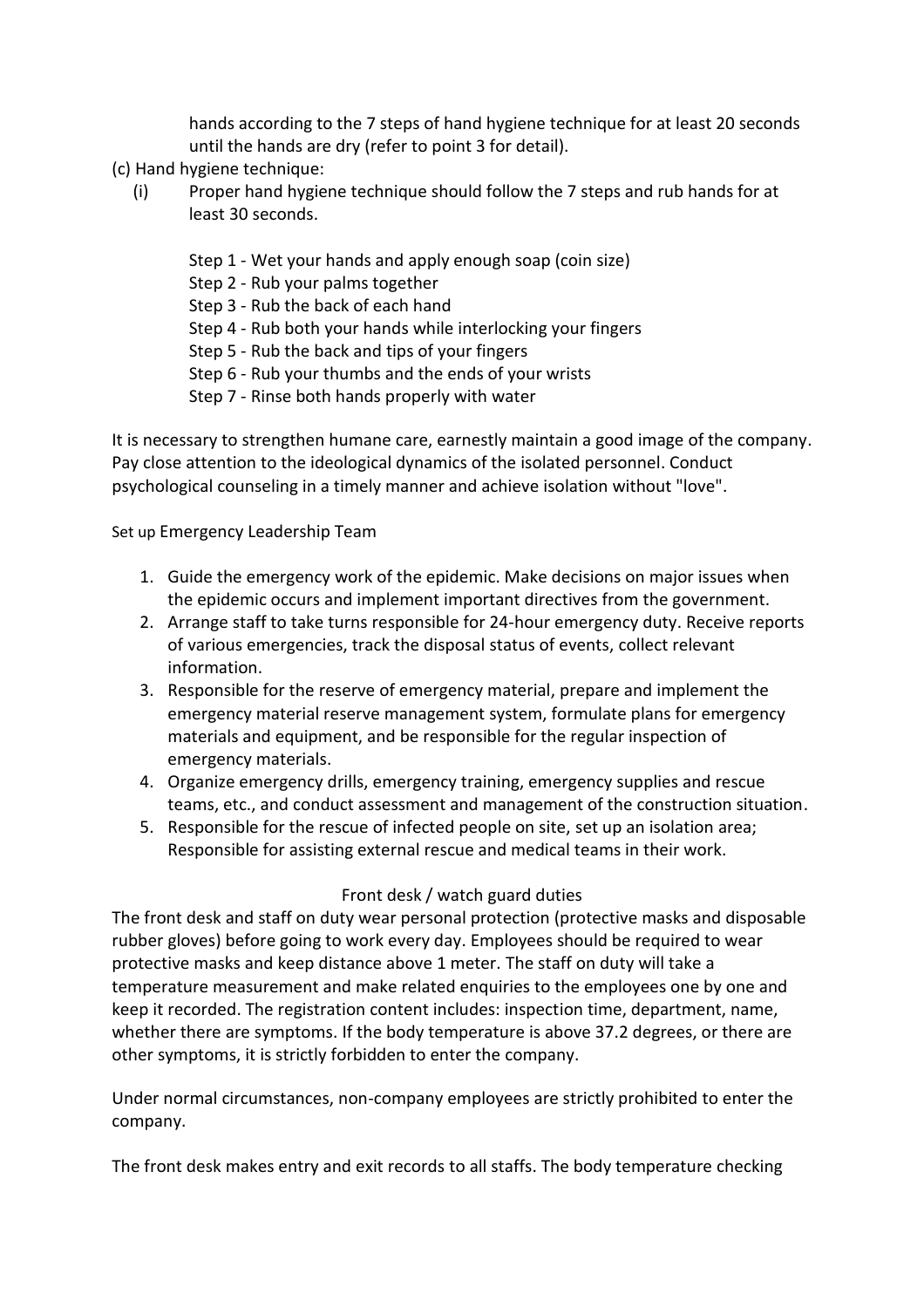hands according to the 7 steps of hand hygiene technique for at least 20 seconds until the hands are dry (refer to point 3 for detail).

(c) Hand hygiene technique:

(i) Proper hand hygiene technique should follow the 7 steps and rub hands for at least 30 seconds.

Step 1 - Wet your hands and apply enough soap (coin size)
Step 2 - Rub your palms together
Step 3 - Rub the back of each hand
Step 4 - Rub both your hands while interlocking your fingers
Step 5 - Rub the back and tips of your fingers
Step 6 - Rub your thumbs and the ends of your wrists
Step 7 - Rinse both hands properly with water

It is necessary to strengthen humane care, earnestly maintain a good image of the company. Pay close attention to the ideological dynamics of the isolated personnel. Conduct psychological counseling in a timely manner and achieve isolation without "love".

Set up Emergency Leadership Team

1. Guide the emergency work of the epidemic. Make decisions on major issues when the epidemic occurs and implement important directives from the government.
2. Arrange staff to take turns responsible for 24-hour emergency duty. Receive reports of various emergencies, track the disposal status of events, collect relevant information.
3. Responsible for the reserve of emergency material, prepare and implement the emergency material reserve management system, formulate plans for emergency materials and equipment, and be responsible for the regular inspection of emergency materials.
4. Organize emergency drills, emergency training, emergency supplies and rescue teams, etc., and conduct assessment and management of the construction situation.
5. Responsible for the rescue of infected people on site, set up an isolation area; Responsible for assisting external rescue and medical teams in their work.

Front desk / watch guard duties

The front desk and staff on duty wear personal protection (protective masks and disposable rubber gloves) before going to work every day. Employees should be required to wear protective masks and keep distance above 1 meter. The staff on duty will take a temperature measurement and make related enquiries to the employees one by one and keep it recorded. The registration content includes: inspection time, department, name, whether there are symptoms. If the body temperature is above 37.2 degrees, or there are other symptoms, it is strictly forbidden to enter the company.

Under normal circumstances, non-company employees are strictly prohibited to enter the company.

The front desk makes entry and exit records to all staffs. The body temperature checking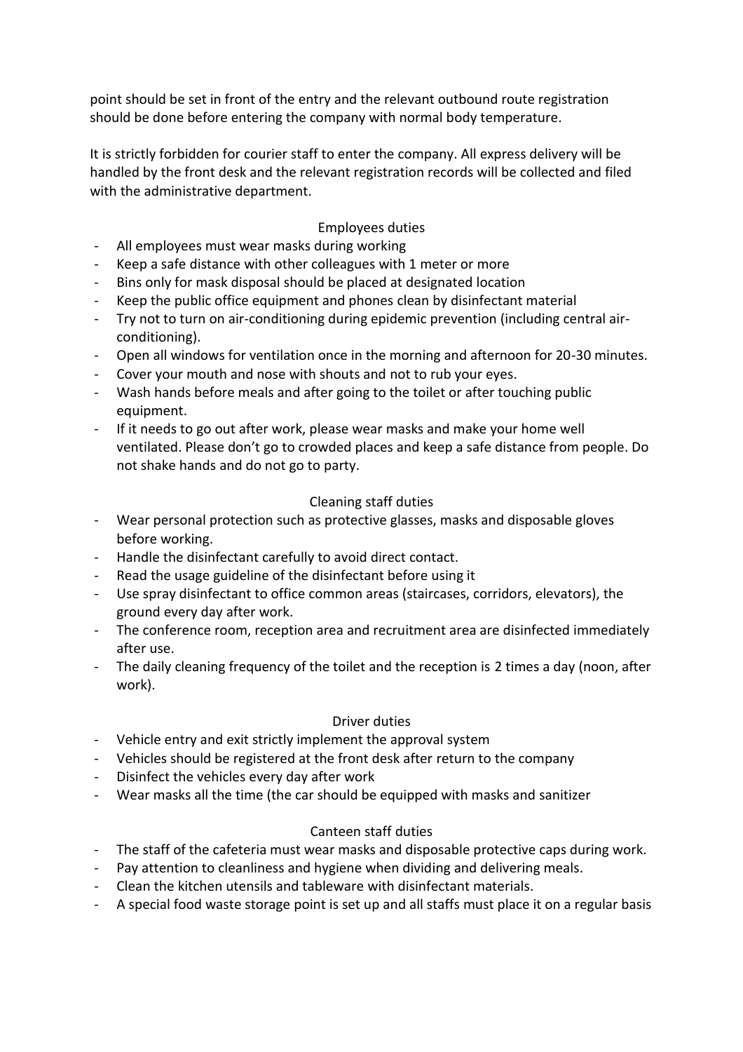point should be set in front of the entry and the relevant outbound route registration should be done before entering the company with normal body temperature.

It is strictly forbidden for courier staff to enter the company. All express delivery will be handled by the front desk and the relevant registration records will be collected and filed with the administrative department.

### Employees duties

- All employees must wear masks during working
- Keep a safe distance with other colleagues with 1 meter or more
- Bins only for mask disposal should be placed at designated location
- Keep the public office equipment and phones clean by disinfectant material
- Try not to turn on air-conditioning during epidemic prevention (including central air-conditioning).
- Open all windows for ventilation once in the morning and afternoon for 20-30 minutes.
- Cover your mouth and nose with shouts and not to rub your eyes.
- Wash hands before meals and after going to the toilet or after touching public equipment.
- If it needs to go out after work, please wear masks and make your home well ventilated. Please don't go to crowded places and keep a safe distance from people. Do not shake hands and do not go to party.

### Cleaning staff duties

- Wear personal protection such as protective glasses, masks and disposable gloves before working.
- Handle the disinfectant carefully to avoid direct contact.
- Read the usage guideline of the disinfectant before using it
- Use spray disinfectant to office common areas (staircases, corridors, elevators), the ground every day after work.
- The conference room, reception area and recruitment area are disinfected immediately after use.
- The daily cleaning frequency of the toilet and the reception is 2 times a day (noon, after work).

### Driver duties

- Vehicle entry and exit strictly implement the approval system
- Vehicles should be registered at the front desk after return to the company
- Disinfect the vehicles every day after work
- Wear masks all the time (the car should be equipped with masks and sanitizer

### Canteen staff duties

- The staff of the cafeteria must wear masks and disposable protective caps during work.
- Pay attention to cleanliness and hygiene when dividing and delivering meals.
- Clean the kitchen utensils and tableware with disinfectant materials.
- A special food waste storage point is set up and all staffs must place it on a regular basis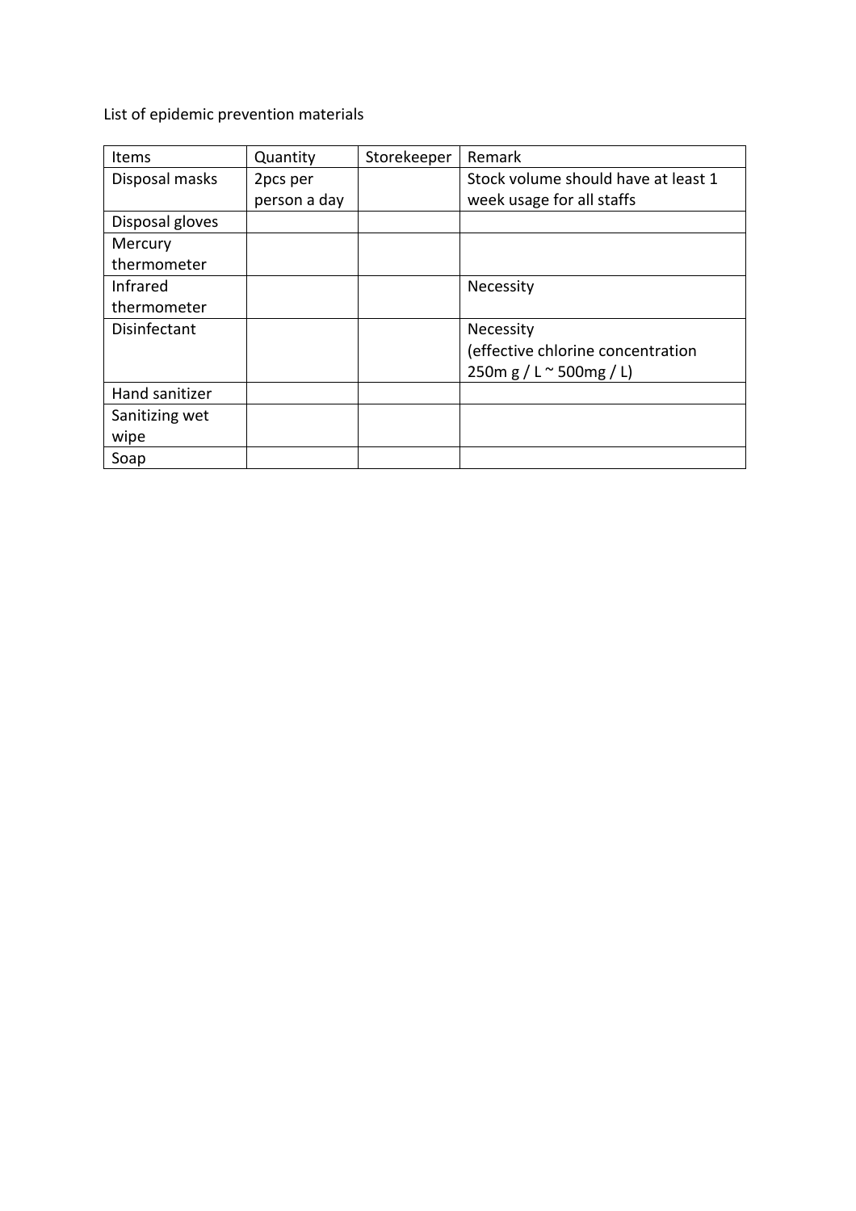List of epidemic prevention materials

| Items | Quantity | Storekeeper | Remark |
|---|---|---|---|
| Disposal masks | 2pcs per person a day | | Stock volume should have at least 1 week usage for all staffs |
| Disposal gloves | | | |
| Mercury thermometer | | | |
| Infrared thermometer | | | Necessity |
| Disinfectant | | | Necessity (effective chlorine concentration 250m g / L ~ 500mg / L) |
| Hand sanitizer | | | |
| Sanitizing wet wipe | | | |
| Soap | | | |